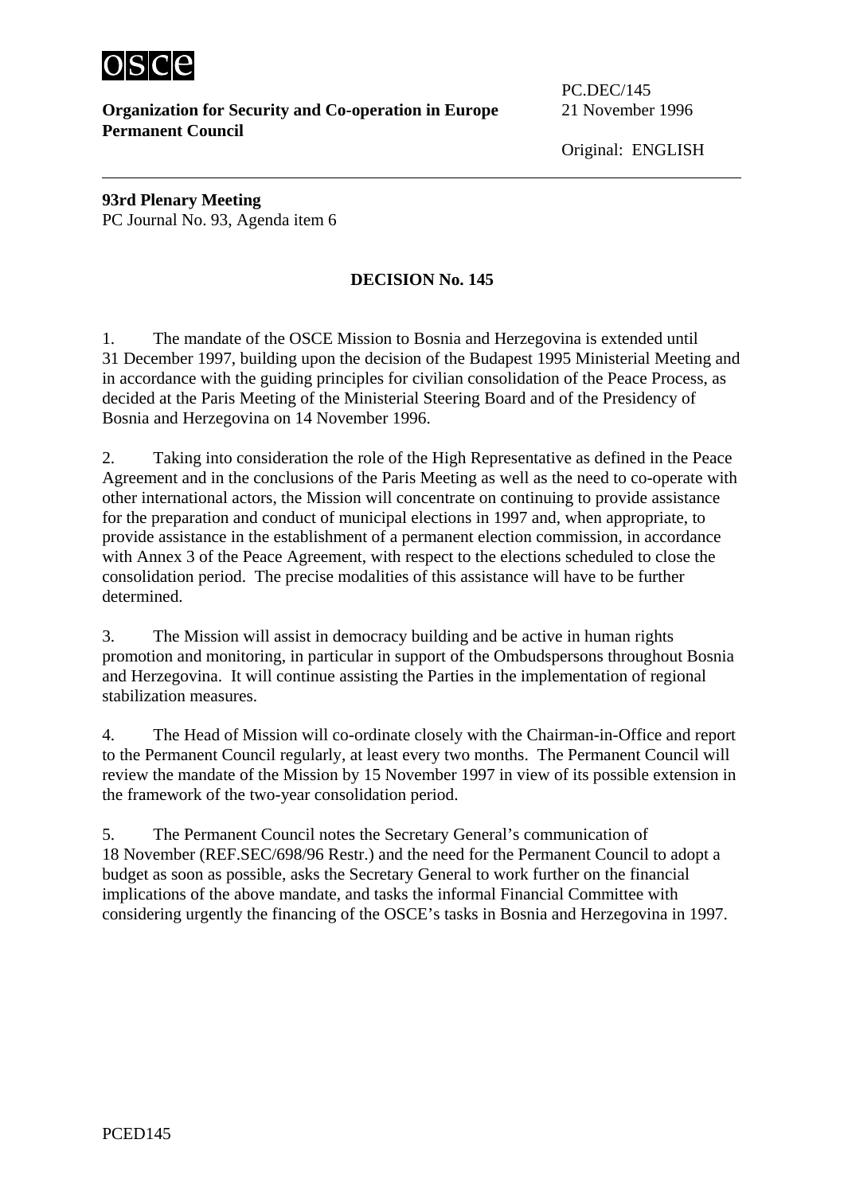OSCE

**Organization for Security and Co-operation in Europe**
**Permanent Council**

PC.DEC/145
21 November 1996

Original: ENGLISH

---

**93rd Plenary Meeting**
PC Journal No. 93, Agenda item 6

## DECISION No. 145

1. The mandate of the OSCE Mission to Bosnia and Herzegovina is extended until 31 December 1997, building upon the decision of the Budapest 1995 Ministerial Meeting and in accordance with the guiding principles for civilian consolidation of the Peace Process, as decided at the Paris Meeting of the Ministerial Steering Board and of the Presidency of Bosnia and Herzegovina on 14 November 1996.

2. Taking into consideration the role of the High Representative as defined in the Peace Agreement and in the conclusions of the Paris Meeting as well as the need to co-operate with other international actors, the Mission will concentrate on continuing to provide assistance for the preparation and conduct of municipal elections in 1997 and, when appropriate, to provide assistance in the establishment of a permanent election commission, in accordance with Annex 3 of the Peace Agreement, with respect to the elections scheduled to close the consolidation period. The precise modalities of this assistance will have to be further determined.

3. The Mission will assist in democracy building and be active in human rights promotion and monitoring, in particular in support of the Ombudspersons throughout Bosnia and Herzegovina. It will continue assisting the Parties in the implementation of regional stabilization measures.

4. The Head of Mission will co-ordinate closely with the Chairman-in-Office and report to the Permanent Council regularly, at least every two months. The Permanent Council will review the mandate of the Mission by 15 November 1997 in view of its possible extension in the framework of the two-year consolidation period.

5. The Permanent Council notes the Secretary General's communication of 18 November (REF.SEC/698/96 Restr.) and the need for the Permanent Council to adopt a budget as soon as possible, asks the Secretary General to work further on the financial implications of the above mandate, and tasks the informal Financial Committee with considering urgently the financing of the OSCE's tasks in Bosnia and Herzegovina in 1997.

PCED145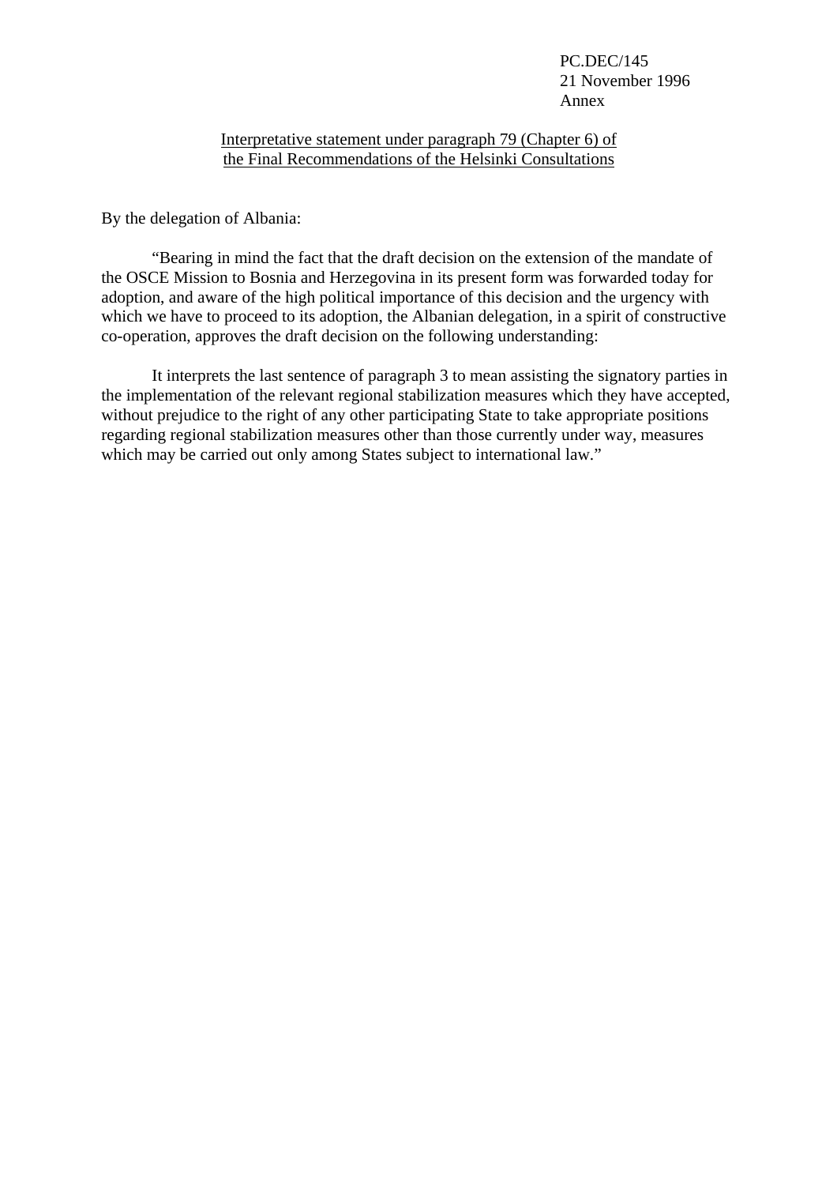PC.DEC/145
21 November 1996
Annex

Interpretative statement under paragraph 79 (Chapter 6) of the Final Recommendations of the Helsinki Consultations

By the delegation of Albania:

"Bearing in mind the fact that the draft decision on the extension of the mandate of the OSCE Mission to Bosnia and Herzegovina in its present form was forwarded today for adoption, and aware of the high political importance of this decision and the urgency with which we have to proceed to its adoption, the Albanian delegation, in a spirit of constructive co-operation, approves the draft decision on the following understanding:

It interprets the last sentence of paragraph 3 to mean assisting the signatory parties in the implementation of the relevant regional stabilization measures which they have accepted, without prejudice to the right of any other participating State to take appropriate positions regarding regional stabilization measures other than those currently under way, measures which may be carried out only among States subject to international law."